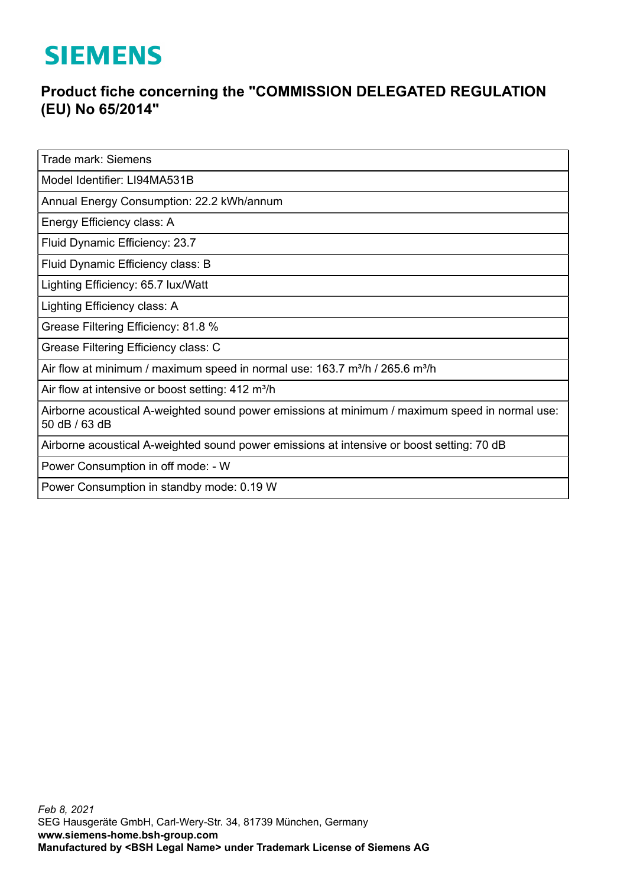# SIEMENS

## Product fiche concerning the "COMMISSION DELEGATED REGULATION (EU) No 65/2014"

| Trade mark: Siemens |
|---|
| Model Identifier: LI94MA531B |
| Annual Energy Consumption: 22.2 kWh/annum |
| Energy Efficiency class: A |
| Fluid Dynamic Efficiency: 23.7 |
| Fluid Dynamic Efficiency class: B |
| Lighting Efficiency: 65.7 lux/Watt |
| Lighting Efficiency class: A |
| Grease Filtering Efficiency: 81.8 % |
| Grease Filtering Efficiency class: C |
| Air flow at minimum / maximum speed in normal use: 163.7 m³/h / 265.6 m³/h |
| Air flow at intensive or boost setting: 412 m³/h |
| Airborne acoustical A-weighted sound power emissions at minimum / maximum speed in normal use: 50 dB / 63 dB |
| Airborne acoustical A-weighted sound power emissions at intensive or boost setting: 70 dB |
| Power Consumption in off mode: - W |
| Power Consumption in standby mode: 0.19 W |

*Feb 8, 2021*
SEG Hausgeräte GmbH, Carl-Wery-Str. 34, 81739 München, Germany
**www.siemens-home.bsh-group.com**
**Manufactured by <BSH Legal Name> under Trademark License of Siemens AG**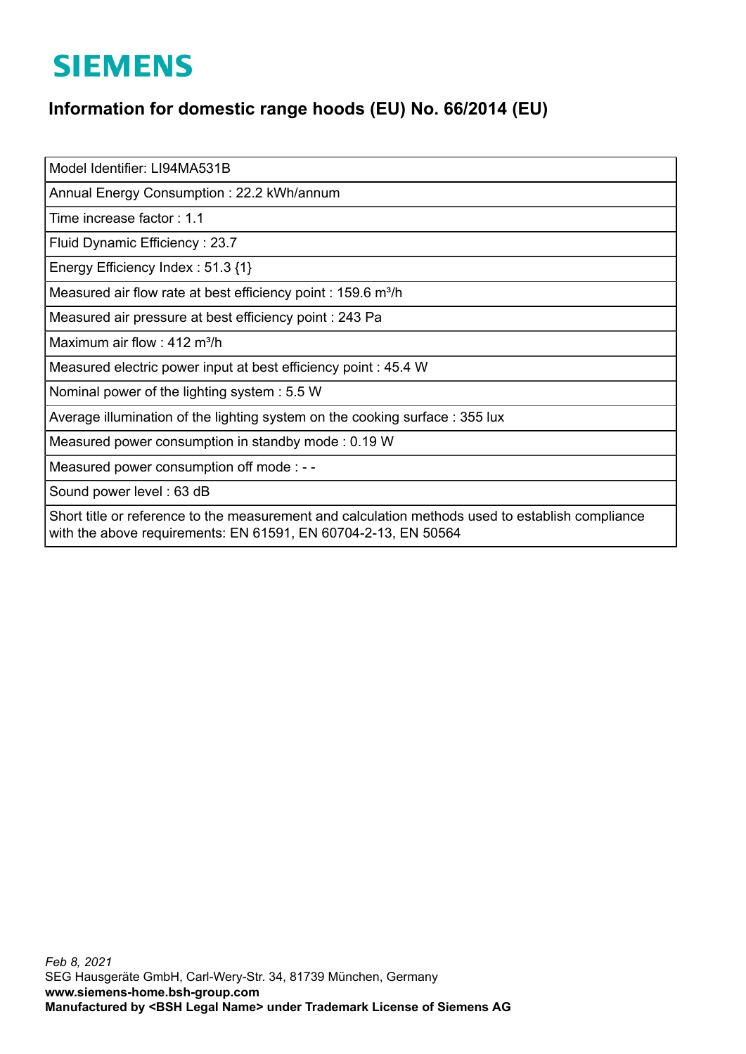SIEMENS

## Information for domestic range hoods (EU) No. 66/2014 (EU)

| |
|---|
| Model Identifier: LI94MA531B |
| Annual Energy Consumption : 22.2 kWh/annum |
| Time increase factor : 1.1 |
| Fluid Dynamic Efficiency : 23.7 |
| Energy Efficiency Index : 51.3 {1} |
| Measured air flow rate at best efficiency point : 159.6 m³/h |
| Measured air pressure at best efficiency point : 243 Pa |
| Maximum air flow : 412 m³/h |
| Measured electric power input at best efficiency point : 45.4 W |
| Nominal power of the lighting system : 5.5 W |
| Average illumination of the lighting system on the cooking surface : 355 lux |
| Measured power consumption in standby mode : 0.19 W |
| Measured power consumption off mode : - - |
| Sound power level : 63 dB |
| Short title or reference to the measurement and calculation methods used to establish compliance with the above requirements: EN 61591, EN 60704-2-13, EN 50564 |

*Feb 8, 2021*
SEG Hausgeräte GmbH, Carl-Wery-Str. 34, 81739 München, Germany
**www.siemens-home.bsh-group.com**
**Manufactured by <BSH Legal Name> under Trademark License of Siemens AG**